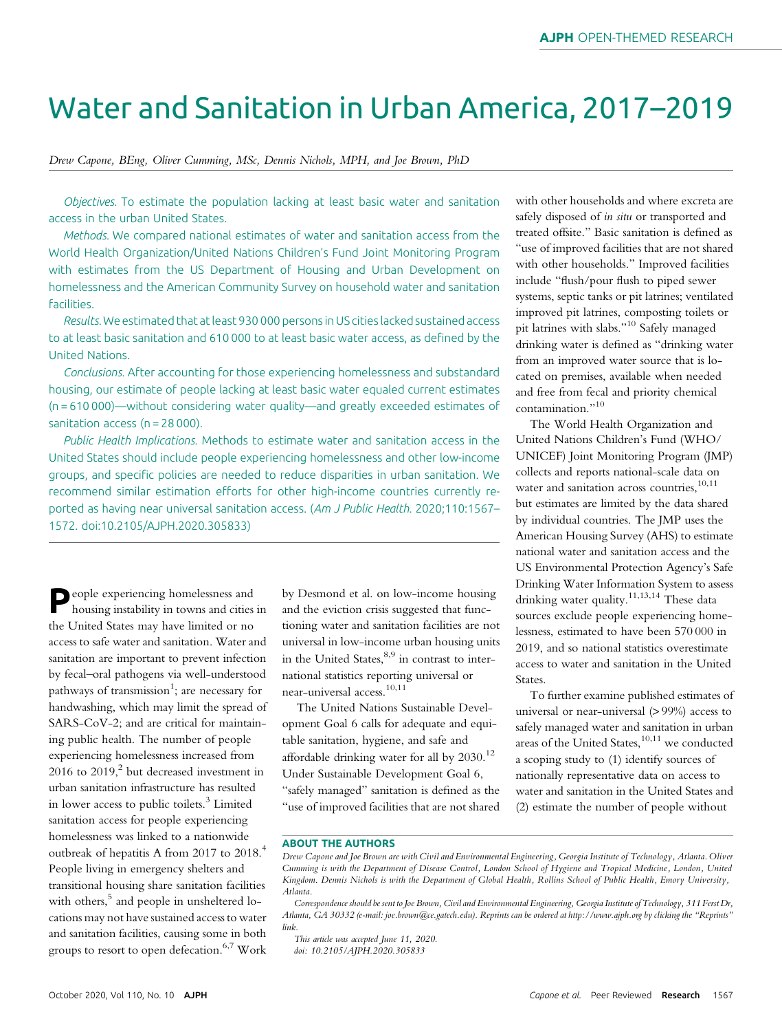# Water and Sanitation in Urban America, 2017–2019

*Drew Capone, BEng, Oliver Cumming, MSc, Dennis Nichols, MPH, and Joe Brown, PhD*

*Objectives.* To estimate the population lacking at least basic water and sanitation access in the urban United States.

*Methods.* We compared national estimates of water and sanitation access from the World Health Organization/United Nations Children's Fund Joint Monitoring Program with estimates from the US Department of Housing and Urban Development on homelessness and the American Community Survey on household water and sanitation facilities.

*Results.* We estimated that at least 930 000 persons in US cities lacked sustained access to at least basic sanitation and 610 000 to at least basic water access, as defined by the United Nations.

*Conclusions.* After accounting for those experiencing homelessness and substandard housing, our estimate of people lacking at least basic water equaled current estimates (n = 610 000)—without considering water quality—and greatly exceeded estimates of sanitation access (n = 28 000).

*Public Health Implications.* Methods to estimate water and sanitation access in the United States should include people experiencing homelessness and other low-income groups, and specific policies are needed to reduce disparities in urban sanitation. We recommend similar estimation efforts for other high-income countries currently reported as having near universal sanitation access. (*Am J Public Health.* 2020;110:1567–1572. doi:10.2105/AJPH.2020.305833)

People experiencing homelessness and housing instability in towns and cities in the United States may have limited or no access to safe water and sanitation. Water and sanitation are important to prevent infection by fecal–oral pathogens via well-understood pathways of transmission[1]; are necessary for handwashing, which may limit the spread of SARS-CoV-2; and are critical for maintaining public health. The number of people experiencing homelessness increased from 2016 to 2019,[2] but decreased investment in urban sanitation infrastructure has resulted in lower access to public toilets.[3] Limited sanitation access for people experiencing homelessness was linked to a nationwide outbreak of hepatitis A from 2017 to 2018.[4] People living in emergency shelters and transitional housing share sanitation facilities with others,[5] and people in unsheltered locations may not have sustained access to water and sanitation facilities, causing some in both groups to resort to open defecation.[6,7] Work by Desmond et al. on low-income housing and the eviction crisis suggested that functioning water and sanitation facilities are not universal in low-income urban housing units in the United States,[8,9] in contrast to international statistics reporting universal or near-universal access.[10,11]

The United Nations Sustainable Development Goal 6 calls for adequate and equitable sanitation, hygiene, and safe and affordable drinking water for all by 2030.[12] Under Sustainable Development Goal 6, "safely managed" sanitation is defined as the "use of improved facilities that are not shared with other households and where excreta are safely disposed of *in situ* or transported and treated offsite." Basic sanitation is defined as "use of improved facilities that are not shared with other households." Improved facilities include "flush/pour flush to piped sewer systems, septic tanks or pit latrines; ventilated improved pit latrines, composting toilets or pit latrines with slabs."[10] Safely managed drinking water is defined as "drinking water from an improved water source that is located on premises, available when needed and free from fecal and priority chemical contamination."[10]

The World Health Organization and United Nations Children's Fund (WHO/UNICEF) Joint Monitoring Program (JMP) collects and reports national-scale data on water and sanitation across countries,[10,11] but estimates are limited by the data shared by individual countries. The JMP uses the American Housing Survey (AHS) to estimate national water and sanitation access and the US Environmental Protection Agency's Safe Drinking Water Information System to assess drinking water quality.[11,13,14] These data sources exclude people experiencing homelessness, estimated to have been 570 000 in 2019, and so national statistics overestimate access to water and sanitation in the United States.

To further examine published estimates of universal or near-universal (> 99%) access to safely managed water and sanitation in urban areas of the United States,[10,11] we conducted a scoping study to (1) identify sources of nationally representative data on access to water and sanitation in the United States and (2) estimate the number of people without

**ABOUT THE AUTHORS**

*Drew Capone and Joe Brown are with Civil and Environmental Engineering, Georgia Institute of Technology, Atlanta. Oliver Cumming is with the Department of Disease Control, London School of Hygiene and Tropical Medicine, London, United Kingdom. Dennis Nichols is with the Department of Global Health, Rollins School of Public Health, Emory University, Atlanta.*

*Correspondence should be sent to Joe Brown, Civil and Environmental Engineering, Georgia Institute of Technology, 311 Ferst Dr, Atlanta, GA 30332 (e-mail: joe.brown@ce.gatech.edu). Reprints can be ordered at http://www.ajph.org by clicking the "Reprints" link.*

*This article was accepted June 11, 2020.*

*doi: 10.2105/AJPH.2020.305833*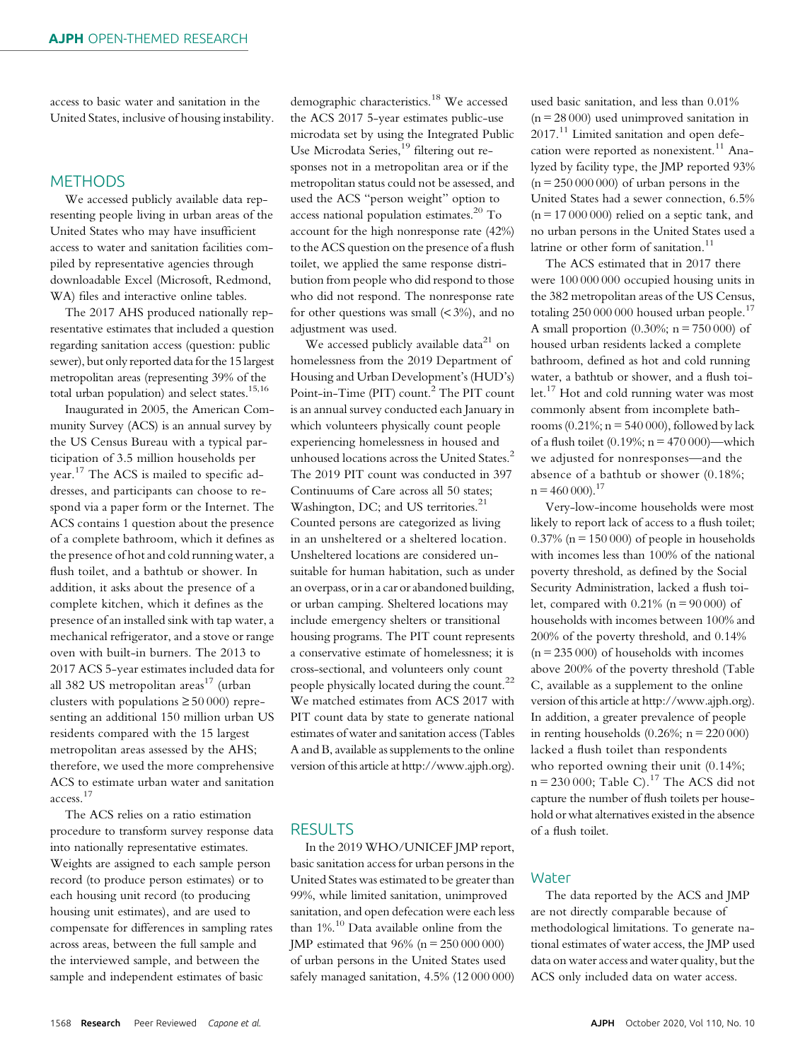access to basic water and sanitation in the United States, inclusive of housing instability.

## METHODS

We accessed publicly available data representing people living in urban areas of the United States who may have insufficient access to water and sanitation facilities compiled by representative agencies through downloadable Excel (Microsoft, Redmond, WA) files and interactive online tables.

The 2017 AHS produced nationally representative estimates that included a question regarding sanitation access (question: public sewer), but only reported data for the 15 largest metropolitan areas (representing 39% of the total urban population) and select states.[15,16]

Inaugurated in 2005, the American Community Survey (ACS) is an annual survey by the US Census Bureau with a typical participation of 3.5 million households per year.[17] The ACS is mailed to specific addresses, and participants can choose to respond via a paper form or the Internet. The ACS contains 1 question about the presence of a complete bathroom, which it defines as the presence of hot and cold running water, a flush toilet, and a bathtub or shower. In addition, it asks about the presence of a complete kitchen, which it defines as the presence of an installed sink with tap water, a mechanical refrigerator, and a stove or range oven with built-in burners. The 2013 to 2017 ACS 5-year estimates included data for all 382 US metropolitan areas[17] (urban clusters with populations ≥ 50 000) representing an additional 150 million urban US residents compared with the 15 largest metropolitan areas assessed by the AHS; therefore, we used the more comprehensive ACS to estimate urban water and sanitation access.[17]

The ACS relies on a ratio estimation procedure to transform survey response data into nationally representative estimates. Weights are assigned to each sample person record (to produce person estimates) or to each housing unit record (to producing housing unit estimates), and are used to compensate for differences in sampling rates across areas, between the full sample and the interviewed sample, and between the sample and independent estimates of basic demographic characteristics.[18] We accessed the ACS 2017 5-year estimates public-use microdata set by using the Integrated Public Use Microdata Series,[19] filtering out responses not in a metropolitan area or if the metropolitan status could not be assessed, and used the ACS "person weight" option to access national population estimates.[20] To account for the high nonresponse rate (42%) to the ACS question on the presence of a flush toilet, we applied the same response distribution from people who did respond to those who did not respond. The nonresponse rate for other questions was small (< 3%), and no adjustment was used.

We accessed publicly available data[21] on homelessness from the 2019 Department of Housing and Urban Development's (HUD's) Point-in-Time (PIT) count.[2] The PIT count is an annual survey conducted each January in which volunteers physically count people experiencing homelessness in housed and unhoused locations across the United States.[2] The 2019 PIT count was conducted in 397 Continuums of Care across all 50 states; Washington, DC; and US territories.[21] Counted persons are categorized as living in an unsheltered or a sheltered location. Unsheltered locations are considered unsuitable for human habitation, such as under an overpass, or in a car or abandoned building, or urban camping. Sheltered locations may include emergency shelters or transitional housing programs. The PIT count represents a conservative estimate of homelessness; it is cross-sectional, and volunteers only count people physically located during the count.[22] We matched estimates from ACS 2017 with PIT count data by state to generate national estimates of water and sanitation access (Tables A and B, available as supplements to the online version of this article at http://www.ajph.org).

## RESULTS

In the 2019 WHO/UNICEF JMP report, basic sanitation access for urban persons in the United States was estimated to be greater than 99%, while limited sanitation, unimproved sanitation, and open defecation were each less than 1%.[10] Data available online from the JMP estimated that 96% (n = 250 000 000) of urban persons in the United States used safely managed sanitation, 4.5% (12 000 000) used basic sanitation, and less than 0.01% (n = 28 000) used unimproved sanitation in 2017.[11] Limited sanitation and open defecation were reported as nonexistent.[11] Analyzed by facility type, the JMP reported 93% (n = 250 000 000) of urban persons in the United States had a sewer connection, 6.5% (n = 17 000 000) relied on a septic tank, and no urban persons in the United States used a latrine or other form of sanitation.[11]

The ACS estimated that in 2017 there were 100 000 000 occupied housing units in the 382 metropolitan areas of the US Census, totaling 250 000 000 housed urban people.[17] A small proportion (0.30%; n = 750 000) of housed urban residents lacked a complete bathroom, defined as hot and cold running water, a bathtub or shower, and a flush toilet.[17] Hot and cold running water was most commonly absent from incomplete bathrooms (0.21%; n = 540 000), followed by lack of a flush toilet (0.19%; n = 470 000)—which we adjusted for nonresponses—and the absence of a bathtub or shower (0.18%; n = 460 000).[17]

Very-low-income households were most likely to report lack of access to a flush toilet; 0.37% (n = 150 000) of people in households with incomes less than 100% of the national poverty threshold, as defined by the Social Security Administration, lacked a flush toilet, compared with 0.21% (n = 90 000) of households with incomes between 100% and 200% of the poverty threshold, and 0.14% (n = 235 000) of households with incomes above 200% of the poverty threshold (Table C, available as a supplement to the online version of this article at http://www.ajph.org). In addition, a greater prevalence of people in renting households (0.26%; n = 220 000) lacked a flush toilet than respondents who reported owning their unit (0.14%; n = 230 000; Table C).[17] The ACS did not capture the number of flush toilets per household or what alternatives existed in the absence of a flush toilet.

### Water

The data reported by the ACS and JMP are not directly comparable because of methodological limitations. To generate national estimates of water access, the JMP used data on water access and water quality, but the ACS only included data on water access.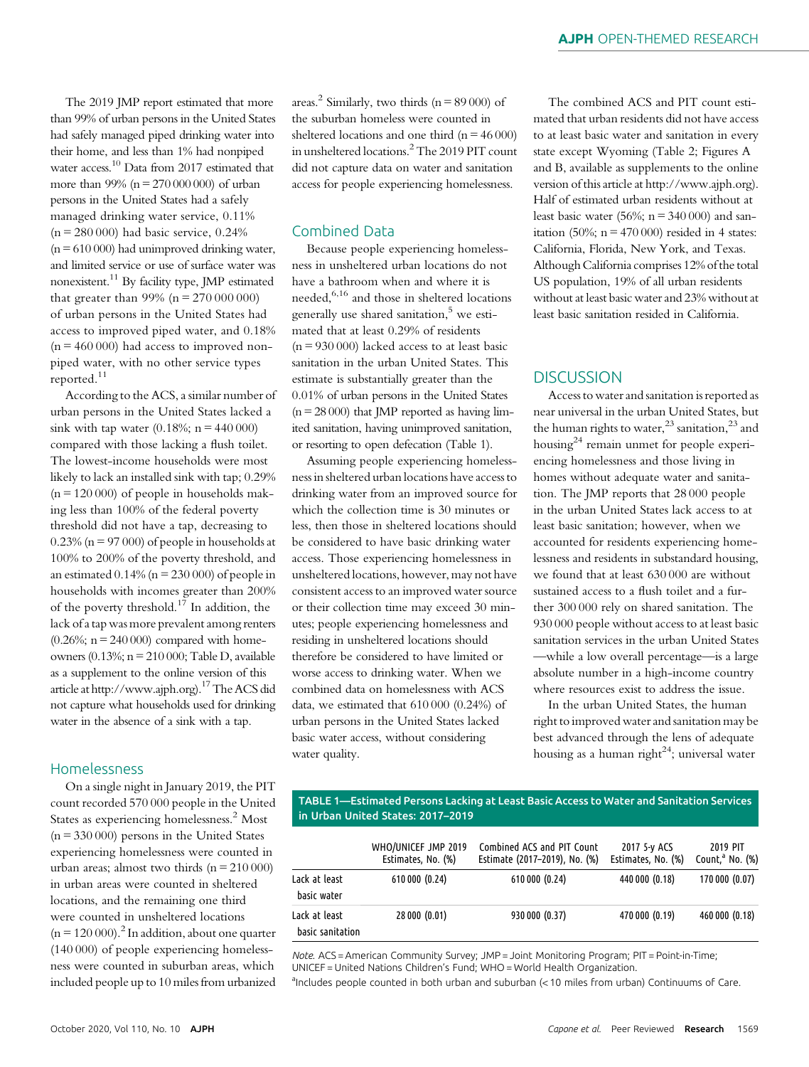The 2019 JMP report estimated that more than 99% of urban persons in the United States had safely managed piped drinking water into their home, and less than 1% had nonpiped water access.[10] Data from 2017 estimated that more than 99% (n = 270 000 000) of urban persons in the United States had a safely managed drinking water service, 0.11% (n = 280 000) had basic service, 0.24% (n = 610 000) had unimproved drinking water, and limited service or use of surface water was nonexistent.[11] By facility type, JMP estimated that greater than 99% (n = 270 000 000) of urban persons in the United States had access to improved piped water, and 0.18% (n = 460 000) had access to improved nonpiped water, with no other service types reported.[11]

According to the ACS, a similar number of urban persons in the United States lacked a sink with tap water (0.18%; n = 440 000) compared with those lacking a flush toilet. The lowest-income households were most likely to lack an installed sink with tap; 0.29% (n = 120 000) of people in households making less than 100% of the federal poverty threshold did not have a tap, decreasing to 0.23% (n = 97 000) of people in households at 100% to 200% of the poverty threshold, and an estimated 0.14% (n = 230 000) of people in households with incomes greater than 200% of the poverty threshold.[17] In addition, the lack of a tap was more prevalent among renters (0.26%; n = 240 000) compared with homeowners (0.13%; n = 210 000; Table D, available as a supplement to the online version of this article at http://www.ajph.org).[17] The ACS did not capture what households used for drinking water in the absence of a sink with a tap.

## Homelessness

On a single night in January 2019, the PIT count recorded 570 000 people in the United States as experiencing homelessness.[2] Most (n = 330 000) persons in the United States experiencing homelessness were counted in urban areas; almost two thirds (n = 210 000) in urban areas were counted in sheltered locations, and the remaining one third were counted in unsheltered locations (n = 120 000).[2] In addition, about one quarter (140 000) of people experiencing homelessness were counted in suburban areas, which included people up to 10 miles from urbanized areas.[2] Similarly, two thirds (n = 89 000) of the suburban homeless were counted in sheltered locations and one third (n = 46 000) in unsheltered locations.[2] The 2019 PIT count did not capture data on water and sanitation access for people experiencing homelessness.

## Combined Data

Because people experiencing homelessness in unsheltered urban locations do not have a bathroom when and where it is needed,[6,16] and those in sheltered locations generally use shared sanitation,[5] we estimated that at least 0.29% of residents (n = 930 000) lacked access to at least basic sanitation in the urban United States. This estimate is substantially greater than the 0.01% of urban persons in the United States (n = 28 000) that JMP reported as having limited sanitation, having unimproved sanitation, or resorting to open defecation (Table 1).

Assuming people experiencing homelessness in sheltered urban locations have access to drinking water from an improved source for which the collection time is 30 minutes or less, then those in sheltered locations should be considered to have basic drinking water access. Those experiencing homelessness in unsheltered locations, however, may not have consistent access to an improved water source or their collection time may exceed 30 minutes; people experiencing homelessness and residing in unsheltered locations should therefore be considered to have limited or worse access to drinking water. When we combined data on homelessness with ACS data, we estimated that 610 000 (0.24%) of urban persons in the United States lacked basic water access, without considering water quality.

The combined ACS and PIT count estimated that urban residents did not have access to at least basic water and sanitation in every state except Wyoming (Table 2; Figures A and B, available as supplements to the online version of this article at http://www.ajph.org). Half of estimated urban residents without at least basic water (56%; n = 340 000) and sanitation (50%; n = 470 000) resided in 4 states: California, Florida, New York, and Texas. Although California comprises 12% of the total US population, 19% of all urban residents without at least basic water and 23% without at least basic sanitation resided in California.

# DISCUSSION

Access to water and sanitation is reported as near universal in the urban United States, but the human rights to water,[23] sanitation,[23] and housing[24] remain unmet for people experiencing homelessness and those living in homes without adequate water and sanitation. The JMP reports that 28 000 people in the urban United States lack access to at least basic sanitation; however, when we accounted for residents experiencing homelessness and residents in substandard housing, we found that at least 630 000 are without sustained access to a flush toilet and a further 300 000 rely on shared sanitation. The 930 000 people without access to at least basic sanitation services in the urban United States —while a low overall percentage—is a large absolute number in a high-income country where resources exist to address the issue.

In the urban United States, the human right to improved water and sanitation may be best advanced through the lens of adequate housing as a human right[24]; universal water

**TABLE 1—Estimated Persons Lacking at Least Basic Access to Water and Sanitation Services in Urban United States: 2017–2019**

| | WHO/UNICEF JMP 2019 Estimates, No. (%) | Combined ACS and PIT Count Estimate (2017–2019), No. (%) | 2017 5-y ACS Estimates, No. (%) | 2019 PIT Count,[a] No. (%) |
|---|---|---|---|---|
| Lack at least basic water | 610 000 (0.24) | 610 000 (0.24) | 440 000 (0.18) | 170 000 (0.07) |
| Lack at least basic sanitation | 28 000 (0.01) | 930 000 (0.37) | 470 000 (0.19) | 460 000 (0.18) |

*Note.* ACS = American Community Survey; JMP = Joint Monitoring Program; PIT = Point-in-Time; UNICEF = United Nations Children's Fund; WHO = World Health Organization.

[a]Includes people counted in both urban and suburban (< 10 miles from urban) Continuums of Care.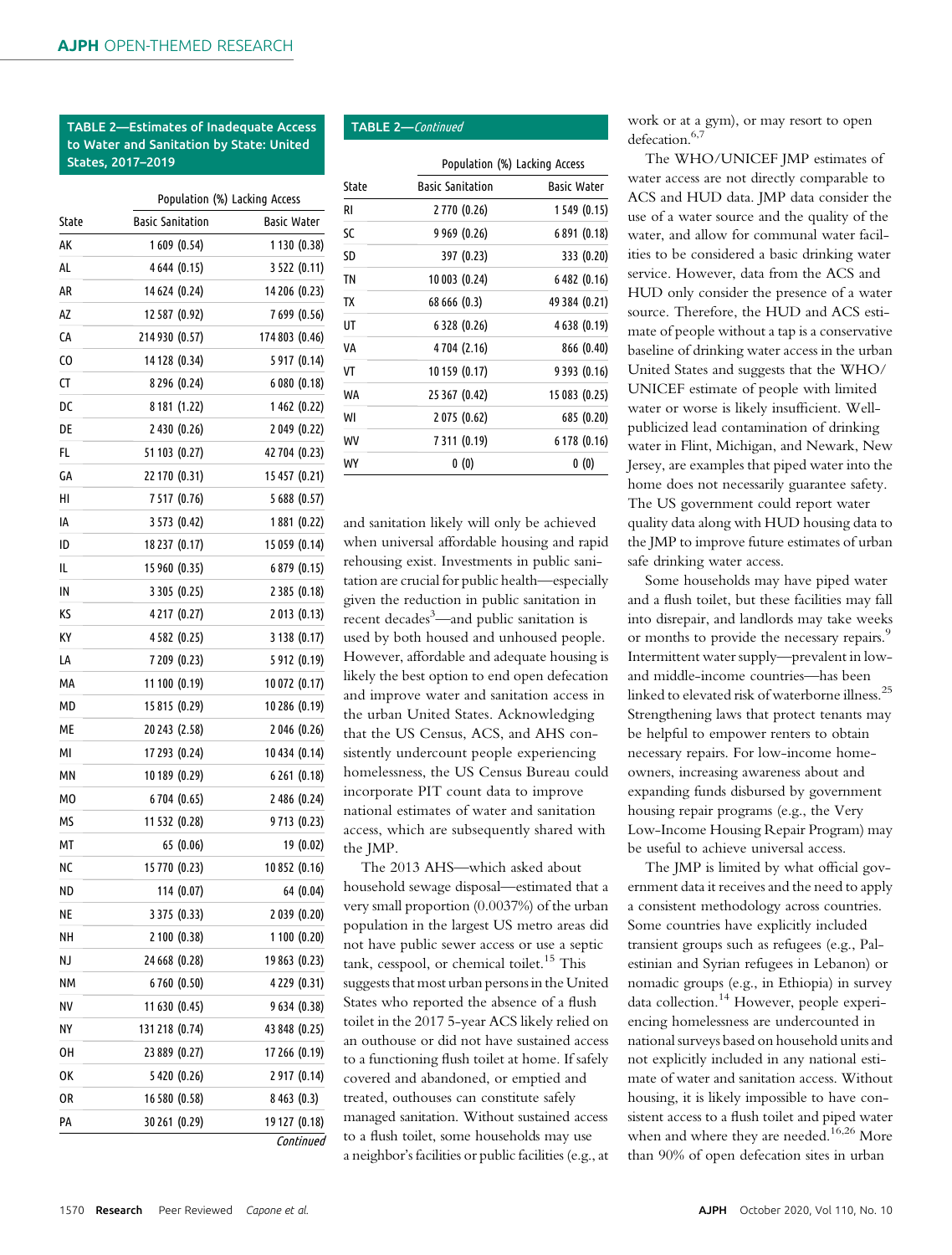TABLE 2—Estimates of Inadequate Access to Water and Sanitation by State: United States, 2017–2019

| | Population (%) Lacking Access | |
|---|---|---|
| State | Basic Sanitation | Basic Water |
| AK | 1 609 (0.54) | 1 130 (0.38) |
| AL | 4 644 (0.15) | 3 522 (0.11) |
| AR | 14 624 (0.24) | 14 206 (0.23) |
| AZ | 12 587 (0.92) | 7 699 (0.56) |
| CA | 214 930 (0.57) | 174 803 (0.46) |
| CO | 14 128 (0.34) | 5 917 (0.14) |
| CT | 8 296 (0.24) | 6 080 (0.18) |
| DC | 8 181 (1.22) | 1 462 (0.22) |
| DE | 2 430 (0.26) | 2 049 (0.22) |
| FL | 51 103 (0.27) | 42 704 (0.23) |
| GA | 22 170 (0.31) | 15 457 (0.21) |
| HI | 7 517 (0.76) | 5 688 (0.57) |
| IA | 3 573 (0.42) | 1 881 (0.22) |
| ID | 18 237 (0.17) | 15 059 (0.14) |
| IL | 15 960 (0.35) | 6 879 (0.15) |
| IN | 3 305 (0.25) | 2 385 (0.18) |
| KS | 4 217 (0.27) | 2 013 (0.13) |
| KY | 4 582 (0.25) | 3 138 (0.17) |
| LA | 7 209 (0.23) | 5 912 (0.19) |
| MA | 11 100 (0.19) | 10 072 (0.17) |
| MD | 15 815 (0.29) | 10 286 (0.19) |
| ME | 20 243 (2.58) | 2 046 (0.26) |
| MI | 17 293 (0.24) | 10 434 (0.14) |
| MN | 10 189 (0.29) | 6 261 (0.18) |
| MO | 6 704 (0.65) | 2 486 (0.24) |
| MS | 11 532 (0.28) | 9 713 (0.23) |
| MT | 65 (0.06) | 19 (0.02) |
| NC | 15 770 (0.23) | 10 852 (0.16) |
| ND | 114 (0.07) | 64 (0.04) |
| NE | 3 375 (0.33) | 2 039 (0.20) |
| NH | 2 100 (0.38) | 1 100 (0.20) |
| NJ | 24 668 (0.28) | 19 863 (0.23) |
| NM | 6 760 (0.50) | 4 229 (0.31) |
| NV | 11 630 (0.45) | 9 634 (0.38) |
| NY | 131 218 (0.74) | 43 848 (0.25) |
| OH | 23 889 (0.27) | 17 266 (0.19) |
| OK | 5 420 (0.26) | 2 917 (0.14) |
| OR | 16 580 (0.58) | 8 463 (0.3) |
| PA | 30 261 (0.29) | 19 127 (0.18) |
| RI | 2 770 (0.26) | 1 549 (0.15) |
| SC | 9 969 (0.26) | 6 891 (0.18) |
| SD | 397 (0.23) | 333 (0.20) |
| TN | 10 003 (0.24) | 6 482 (0.16) |
| TX | 68 666 (0.3) | 49 384 (0.21) |
| UT | 6 328 (0.26) | 4 638 (0.19) |
| VA | 4 704 (2.16) | 866 (0.40) |
| VT | 10 159 (0.17) | 9 393 (0.16) |
| WA | 25 367 (0.42) | 15 083 (0.25) |
| WI | 2 075 (0.62) | 685 (0.20) |
| WV | 7 311 (0.19) | 6 178 (0.16) |
| WY | 0 (0) | 0 (0) |

and sanitation likely will only be achieved when universal affordable housing and rapid rehousing exist. Investments in public sanitation are crucial for public health—especially given the reduction in public sanitation in recent decades[3]—and public sanitation is used by both housed and unhoused people. However, affordable and adequate housing is likely the best option to end open defecation and improve water and sanitation access in the urban United States. Acknowledging that the US Census, ACS, and AHS consistently undercount people experiencing homelessness, the US Census Bureau could incorporate PIT count data to improve national estimates of water and sanitation access, which are subsequently shared with the JMP.

The 2013 AHS—which asked about household sewage disposal—estimated that a very small proportion (0.0037%) of the urban population in the largest US metro areas did not have public sewer access or use a septic tank, cesspool, or chemical toilet.[15] This suggests that most urban persons in the United States who reported the absence of a flush toilet in the 2017 5-year ACS likely relied on an outhouse or did not have sustained access to a functioning flush toilet at home. If safely covered and abandoned, or emptied and treated, outhouses can constitute safely managed sanitation. Without sustained access to a flush toilet, some households may use a neighbor's facilities or public facilities (e.g., at work or at a gym), or may resort to open defecation.[6,7]

The WHO/UNICEF JMP estimates of water access are not directly comparable to ACS and HUD data. JMP data consider the use of a water source and the quality of the water, and allow for communal water facilities to be considered a basic drinking water service. However, data from the ACS and HUD only consider the presence of a water source. Therefore, the HUD and ACS estimate of people without a tap is a conservative baseline of drinking water access in the urban United States and suggests that the WHO/UNICEF estimate of people with limited water or worse is likely insufficient. Well-publicized lead contamination of drinking water in Flint, Michigan, and Newark, New Jersey, are examples that piped water into the home does not necessarily guarantee safety. The US government could report water quality data along with HUD housing data to the JMP to improve future estimates of urban safe drinking water access.

Some households may have piped water and a flush toilet, but these facilities may fall into disrepair, and landlords may take weeks or months to provide the necessary repairs.[9] Intermittent water supply—prevalent in low- and middle-income countries—has been linked to elevated risk of waterborne illness.[25] Strengthening laws that protect tenants may be helpful to empower renters to obtain necessary repairs. For low-income homeowners, increasing awareness about and expanding funds disbursed by government housing repair programs (e.g., the Very Low-Income Housing Repair Program) may be useful to achieve universal access.

The JMP is limited by what official government data it receives and the need to apply a consistent methodology across countries. Some countries have explicitly included transient groups such as refugees (e.g., Palestinian and Syrian refugees in Lebanon) or nomadic groups (e.g., in Ethiopia) in survey data collection.[14] However, people experiencing homelessness are undercounted in national surveys based on household units and not explicitly included in any national estimate of water and sanitation access. Without housing, it is likely impossible to have consistent access to a flush toilet and piped water when and where they are needed.[16,26] More than 90% of open defecation sites in urban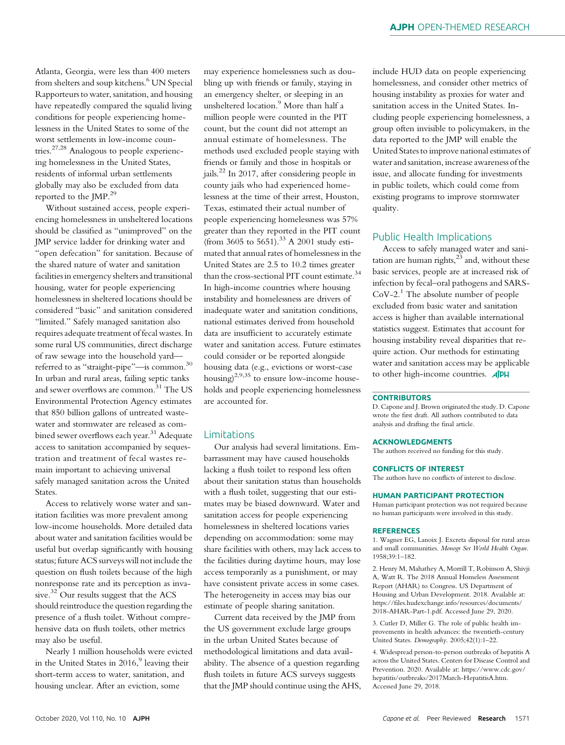Atlanta, Georgia, were less than 400 meters from shelters and soup kitchens.[6] UN Special Rapporteurs to water, sanitation, and housing have repeatedly compared the squalid living conditions for people experiencing homelessness in the United States to some of the worst settlements in low-income countries.[27,28] Analogous to people experiencing homelessness in the United States, residents of informal urban settlements globally may also be excluded from data reported to the JMP.[29]

Without sustained access, people experiencing homelessness in unsheltered locations should be classified as "unimproved" on the JMP service ladder for drinking water and "open defecation" for sanitation. Because of the shared nature of water and sanitation facilities in emergency shelters and transitional housing, water for people experiencing homelessness in sheltered locations should be considered "basic" and sanitation considered "limited." Safely managed sanitation also requires adequate treatment of fecal wastes. In some rural US communities, direct discharge of raw sewage into the household yard—referred to as "straight-pipe"—is common.[30] In urban and rural areas, failing septic tanks and sewer overflows are common.[31] The US Environmental Protection Agency estimates that 850 billion gallons of untreated wastewater and stormwater are released as combined sewer overflows each year.[31] Adequate access to sanitation accompanied by sequestration and treatment of fecal wastes remain important to achieving universal safely managed sanitation across the United States.

Access to relatively worse water and sanitation facilities was more prevalent among low-income households. More detailed data about water and sanitation facilities would be useful but overlap significantly with housing status; future ACS surveys will not include the question on flush toilets because of the high nonresponse rate and its perception as invasive.[32] Our results suggest that the ACS should reintroduce the question regarding the presence of a flush toilet. Without comprehensive data on flush toilets, other metrics may also be useful.

Nearly 1 million households were evicted in the United States in 2016,[9] leaving their short-term access to water, sanitation, and housing unclear. After an eviction, some may experience homelessness such as doubling up with friends or family, staying in an emergency shelter, or sleeping in an unsheltered location.[9] More than half a million people were counted in the PIT count, but the count did not attempt an annual estimate of homelessness. The methods used excluded people staying with friends or family and those in hospitals or jails.[22] In 2017, after considering people in county jails who had experienced homelessness at the time of their arrest, Houston, Texas, estimated their actual number of people experiencing homelessness was 57% greater than they reported in the PIT count (from 3605 to 5651).[33] A 2001 study estimated that annual rates of homelessness in the United States are 2.5 to 10.2 times greater than the cross-sectional PIT count estimate.[34] In high-income countries where housing instability and homelessness are drivers of inadequate water and sanitation conditions, national estimates derived from household data are insufficient to accurately estimate water and sanitation access. Future estimates could consider or be reported alongside housing data (e.g., evictions or worst-case housing)[2,9,35] to ensure low-income households and people experiencing homelessness are accounted for.

## Limitations

Our analysis had several limitations. Embarrassment may have caused households lacking a flush toilet to respond less often about their sanitation status than households with a flush toilet, suggesting that our estimates may be biased downward. Water and sanitation access for people experiencing homelessness in sheltered locations varies depending on accommodation: some may share facilities with others, may lack access to the facilities during daytime hours, may lose access temporarily as a punishment, or may have consistent private access in some cases. The heterogeneity in access may bias our estimate of people sharing sanitation.

Current data received by the JMP from the US government exclude large groups in the urban United States because of methodological limitations and data availability. The absence of a question regarding flush toilets in future ACS surveys suggests that the JMP should continue using the AHS, include HUD data on people experiencing homelessness, and consider other metrics of housing instability as proxies for water and sanitation access in the United States. Including people experiencing homelessness, a group often invisible to policymakers, in the data reported to the JMP will enable the United States to improve national estimates of water and sanitation, increase awareness of the issue, and allocate funding for investments in public toilets, which could come from existing programs to improve stormwater quality.

## Public Health Implications

Access to safely managed water and sanitation are human rights,[23] and, without these basic services, people are at increased risk of infection by fecal–oral pathogens and SARS-CoV-2.[1] The absolute number of people excluded from basic water and sanitation access is higher than available international statistics suggest. Estimates that account for housing instability reveal disparities that require action. Our methods for estimating water and sanitation access may be applicable to other high-income countries.

### CONTRIBUTORS

D. Capone and J. Brown originated the study. D. Capone wrote the first draft. All authors contributed to data analysis and drafting the final article.

### ACKNOWLEDGMENTS

The authors received no funding for this study.

### CONFLICTS OF INTEREST

The authors have no conflicts of interest to disclose.

### HUMAN PARTICIPANT PROTECTION

Human participant protection was not required because no human participants were involved in this study.

### REFERENCES

1. Wagner EG, Lanoix J. Excreta disposal for rural areas and small communities. *Monogr Ser World Health Organ*. 1958;39:1–182.

2. Henry M, Mahathey A, Morrill T, Robinson A, Shivji A, Watt R. The 2018 Annual Homeless Assessment Report (AHAR) to Congress. US Department of Housing and Urban Development. 2018. Available at: https://files.hudexchange.info/resources/documents/2018-AHAR-Part-1.pdf. Accessed June 29, 2020.

3. Cutler D, Miller G. The role of public health improvements in health advances: the twentieth-century United States. *Demography*. 2005;42(1):1–22.

4. Widespread person-to-person outbreaks of hepatitis A across the United States. Centers for Disease Control and Prevention. 2020. Available at: https://www.cdc.gov/hepatitis/outbreaks/2017March-HepatitisA.htm. Accessed June 29, 2018.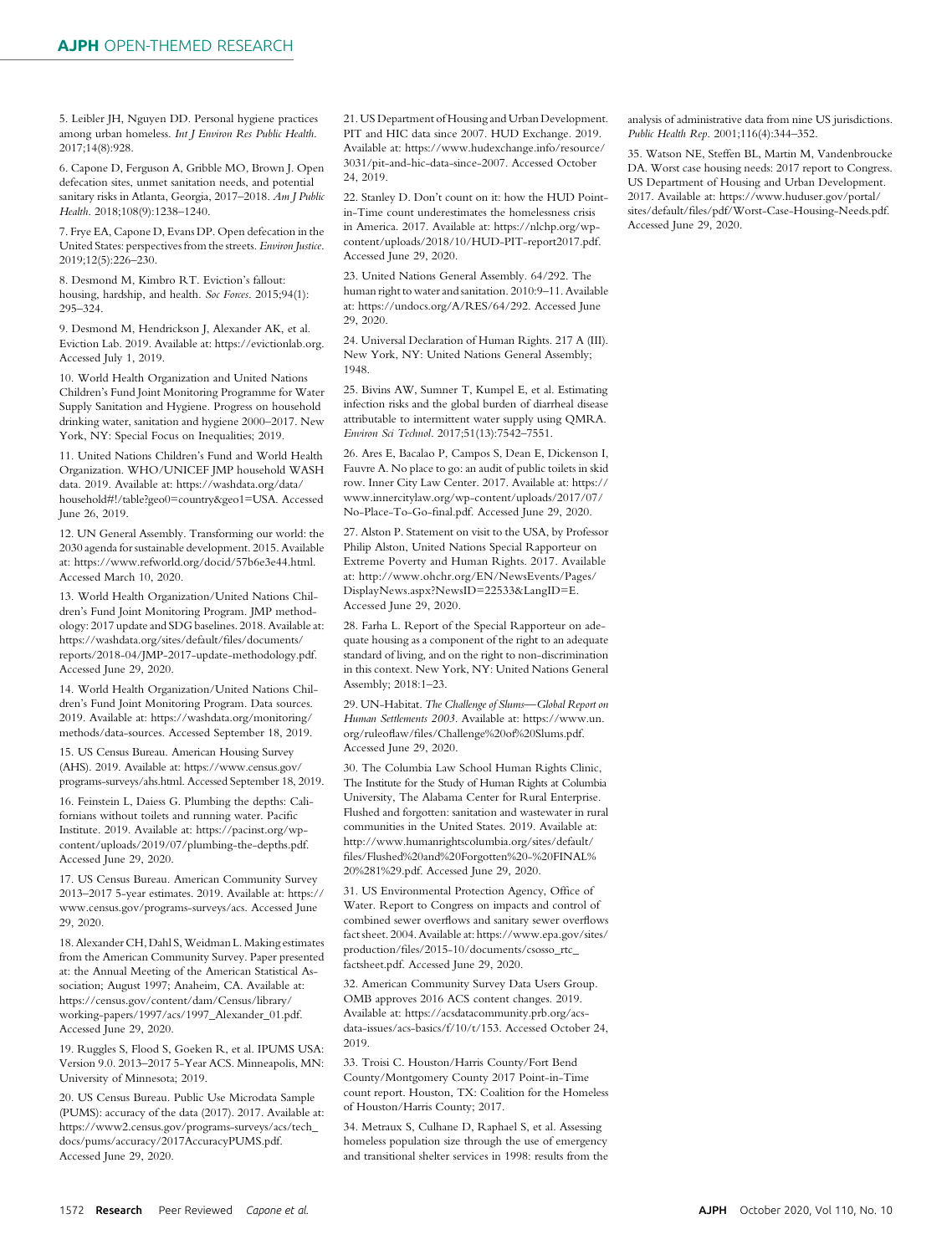5. Leibler JH, Nguyen DD. Personal hygiene practices among urban homeless. *Int J Environ Res Public Health*. 2017;14(8):928.

6. Capone D, Ferguson A, Gribble MO, Brown J. Open defecation sites, unmet sanitation needs, and potential sanitary risks in Atlanta, Georgia, 2017–2018. *Am J Public Health*. 2018;108(9):1238–1240.

7. Frye EA, Capone D, Evans DP. Open defecation in the United States: perspectives from the streets. *Environ Justice*. 2019;12(5):226–230.

8. Desmond M, Kimbro RT. Eviction's fallout: housing, hardship, and health. *Soc Forces*. 2015;94(1): 295–324.

9. Desmond M, Hendrickson J, Alexander AK, et al. Eviction Lab. 2019. Available at: https://evictionlab.org. Accessed July 1, 2019.

10. World Health Organization and United Nations Children's Fund Joint Monitoring Programme for Water Supply Sanitation and Hygiene. Progress on household drinking water, sanitation and hygiene 2000–2017. New York, NY: Special Focus on Inequalities; 2019.

11. United Nations Children's Fund and World Health Organization. WHO/UNICEF JMP household WASH data. 2019. Available at: https://washdata.org/data/household#!/table?geo0=country&geo1=USA. Accessed June 26, 2019.

12. UN General Assembly. Transforming our world: the 2030 agenda for sustainable development. 2015. Available at: https://www.refworld.org/docid/57b6e3e44.html. Accessed March 10, 2020.

13. World Health Organization/United Nations Children's Fund Joint Monitoring Program. JMP methodology: 2017 update and SDG baselines. 2018. Available at: https://washdata.org/sites/default/files/documents/reports/2018-04/JMP-2017-update-methodology.pdf. Accessed June 29, 2020.

14. World Health Organization/United Nations Children's Fund Joint Monitoring Program. Data sources. 2019. Available at: https://washdata.org/monitoring/methods/data-sources. Accessed September 18, 2019.

15. US Census Bureau. American Housing Survey (AHS). 2019. Available at: https://www.census.gov/programs-surveys/ahs.html. Accessed September 18, 2019.

16. Feinstein L, Daiess G. Plumbing the depths: Californians without toilets and running water. Pacific Institute. 2019. Available at: https://pacinst.org/wp-content/uploads/2019/07/plumbing-the-depths.pdf. Accessed June 29, 2020.

17. US Census Bureau. American Community Survey 2013–2017 5-year estimates. 2019. Available at: https://www.census.gov/programs-surveys/acs. Accessed June 29, 2020.

18. Alexander CH, Dahl S, Weidman L. Making estimates from the American Community Survey. Paper presented at: the Annual Meeting of the American Statistical Association; August 1997; Anaheim, CA. Available at: https://census.gov/content/dam/Census/library/working-papers/1997/acs/1997_Alexander_01.pdf. Accessed June 29, 2020.

19. Ruggles S, Flood S, Goeken R, et al. IPUMS USA: Version 9.0. 2013–2017 5-Year ACS. Minneapolis, MN: University of Minnesota; 2019.

20. US Census Bureau. Public Use Microdata Sample (PUMS): accuracy of the data (2017). 2017. Available at: https://www2.census.gov/programs-surveys/acs/tech_docs/pums/accuracy/2017AccuracyPUMS.pdf. Accessed June 29, 2020.

21. US Department of Housing and Urban Development. PIT and HIC data since 2007. HUD Exchange. 2019. Available at: https://www.hudexchange.info/resource/3031/pit-and-hic-data-since-2007. Accessed October 24, 2019.

22. Stanley D. Don't count on it: how the HUD Point-in-Time count underestimates the homelessness crisis in America. 2017. Available at: https://nlchp.org/wp-content/uploads/2018/10/HUD-PIT-report2017.pdf. Accessed June 29, 2020.

23. United Nations General Assembly. 64/292. The human right to water and sanitation. 2010:9–11. Available at: https://undocs.org/A/RES/64/292. Accessed June 29, 2020.

24. Universal Declaration of Human Rights. 217 A (III). New York, NY: United Nations General Assembly; 1948.

25. Bivins AW, Sumner T, Kumpel E, et al. Estimating infection risks and the global burden of diarrheal disease attributable to intermittent water supply using QMRA. *Environ Sci Technol*. 2017;51(13):7542–7551.

26. Ares E, Bacalao P, Campos S, Dean E, Dickenson I, Fauvre A. No place to go: an audit of public toilets in skid row. Inner City Law Center. 2017. Available at: https://www.innercitylaw.org/wp-content/uploads/2017/07/No-Place-To-Go-final.pdf. Accessed June 29, 2020.

27. Alston P. Statement on visit to the USA, by Professor Philip Alston, United Nations Special Rapporteur on Extreme Poverty and Human Rights. 2017. Available at: http://www.ohchr.org/EN/NewsEvents/Pages/DisplayNews.aspx?NewsID=22533&LangID=E. Accessed June 29, 2020.

28. Farha L. Report of the Special Rapporteur on adequate housing as a component of the right to an adequate standard of living, and on the right to non-discrimination in this context. New York, NY: United Nations General Assembly; 2018:1–23.

29. UN-Habitat. *The Challenge of Slums—Global Report on Human Settlements 2003*. Available at: https://www.un.org/ruleoflaw/files/Challenge%20of%20Slums.pdf. Accessed June 29, 2020.

30. The Columbia Law School Human Rights Clinic, The Institute for the Study of Human Rights at Columbia University, The Alabama Center for Rural Enterprise. Flushed and forgotten: sanitation and wastewater in rural communities in the United States. 2019. Available at: http://www.humanrightscolumbia.org/sites/default/files/Flushed%20and%20Forgotten%20-%20FINAL%20%281%29.pdf. Accessed June 29, 2020.

31. US Environmental Protection Agency, Office of Water. Report to Congress on impacts and control of combined sewer overflows and sanitary sewer overflows fact sheet. 2004. Available at: https://www.epa.gov/sites/production/files/2015-10/documents/csosso_rtc_factsheet.pdf. Accessed June 29, 2020.

32. American Community Survey Data Users Group. OMB approves 2016 ACS content changes. 2019. Available at: https://acsdatacommunity.prb.org/acs-data-issues/acs-basics/f/10/t/153. Accessed October 24, 2019.

33. Troisi C. Houston/Harris County/Fort Bend County/Montgomery County 2017 Point-in-Time count report. Houston, TX: Coalition for the Homeless of Houston/Harris County; 2017.

34. Metraux S, Culhane D, Raphael S, et al. Assessing homeless population size through the use of emergency and transitional shelter services in 1998: results from the analysis of administrative data from nine US jurisdictions. *Public Health Rep*. 2001;116(4):344–352.

35. Watson NE, Steffen BL, Martin M, Vandenbroucke DA. Worst case housing needs: 2017 report to Congress. US Department of Housing and Urban Development. 2017. Available at: https://www.huduser.gov/portal/sites/default/files/pdf/Worst-Case-Housing-Needs.pdf. Accessed June 29, 2020.